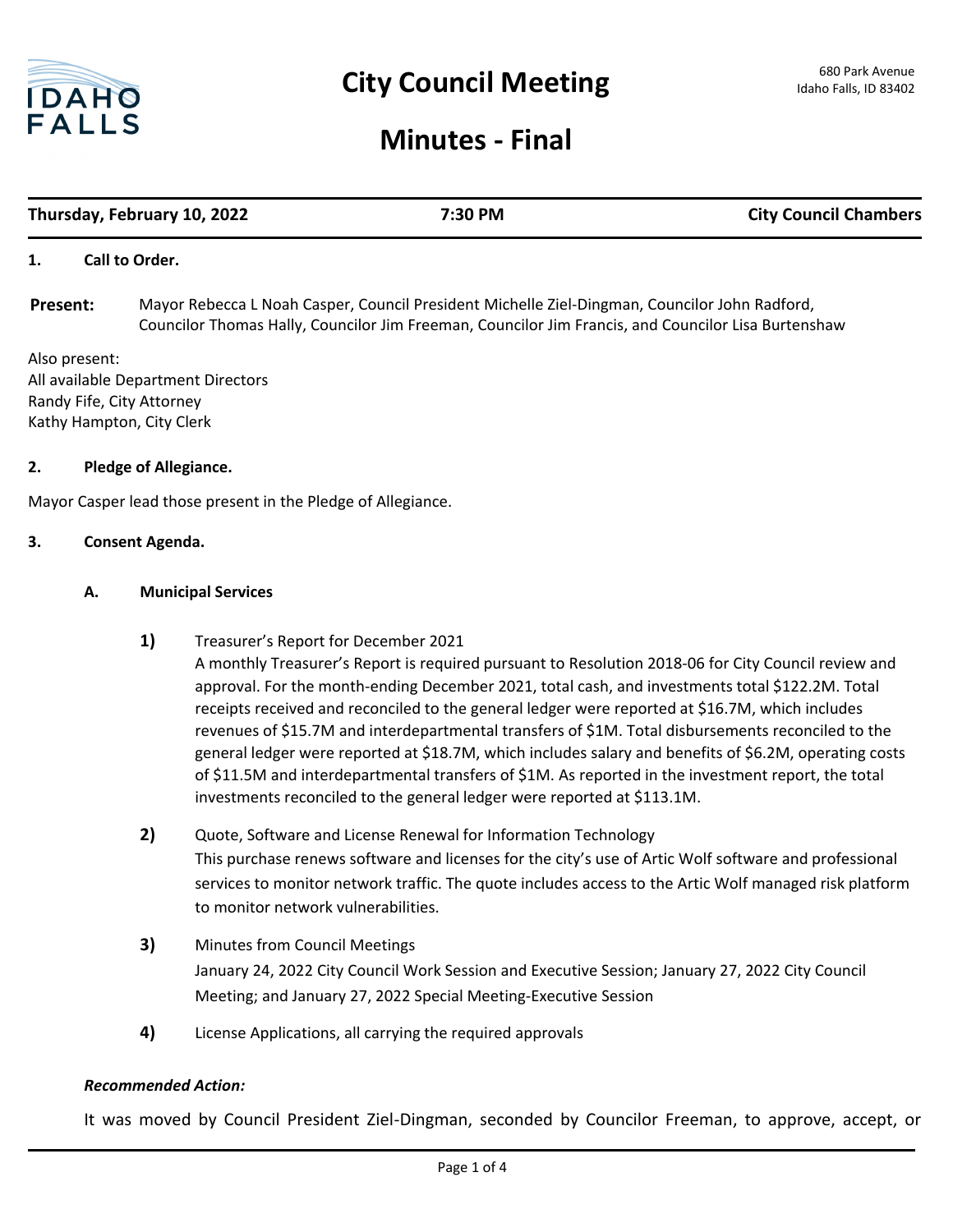# City Council Meeting

680 Park Avenue
Idaho Falls, ID 83402

# Minutes - Final

| Thursday, February 10, 2022 | 7:30 PM | City Council Chambers |
|---|---|---|

**1. Call to Order.**

**Present:** Mayor Rebecca L Noah Casper, Council President Michelle Ziel-Dingman, Councilor John Radford, Councilor Thomas Hally, Councilor Jim Freeman, Councilor Jim Francis, and Councilor Lisa Burtenshaw

Also present:
All available Department Directors
Randy Fife, City Attorney
Kathy Hampton, City Clerk

**2. Pledge of Allegiance.**

Mayor Casper lead those present in the Pledge of Allegiance.

**3. Consent Agenda.**

**A. Municipal Services**

**1)** Treasurer's Report for December 2021
A monthly Treasurer's Report is required pursuant to Resolution 2018-06 for City Council review and approval. For the month-ending December 2021, total cash, and investments total $122.2M. Total receipts received and reconciled to the general ledger were reported at $16.7M, which includes revenues of $15.7M and interdepartmental transfers of $1M. Total disbursements reconciled to the general ledger were reported at $18.7M, which includes salary and benefits of $6.2M, operating costs of $11.5M and interdepartmental transfers of $1M. As reported in the investment report, the total investments reconciled to the general ledger were reported at $113.1M.

**2)** Quote, Software and License Renewal for Information Technology
This purchase renews software and licenses for the city's use of Artic Wolf software and professional services to monitor network traffic. The quote includes access to the Artic Wolf managed risk platform to monitor network vulnerabilities.

**3)** Minutes from Council Meetings
January 24, 2022 City Council Work Session and Executive Session; January 27, 2022 City Council Meeting; and January 27, 2022 Special Meeting-Executive Session

**4)** License Applications, all carrying the required approvals

***Recommended Action:***

It was moved by Council President Ziel-Dingman, seconded by Councilor Freeman, to approve, accept, or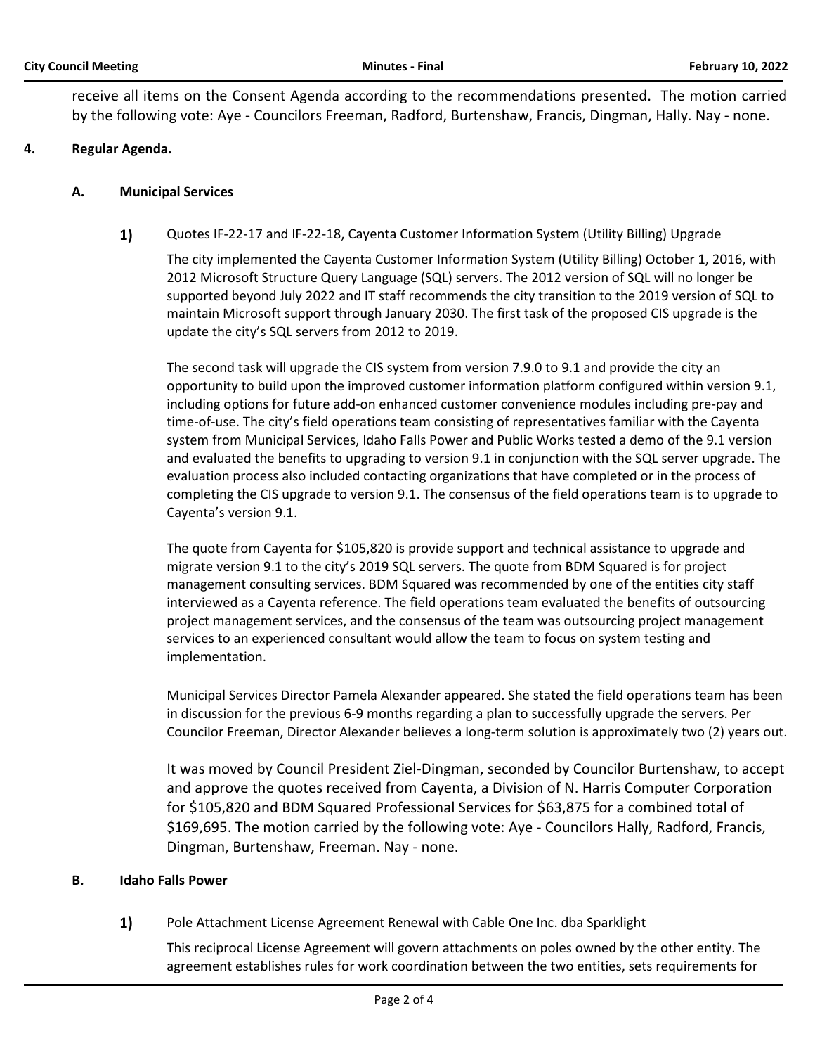receive all items on the Consent Agenda according to the recommendations presented. The motion carried by the following vote: Aye - Councilors Freeman, Radford, Burtenshaw, Francis, Dingman, Hally. Nay - none.

## 4. Regular Agenda.

### A. Municipal Services

**1)** Quotes IF-22-17 and IF-22-18, Cayenta Customer Information System (Utility Billing) Upgrade

The city implemented the Cayenta Customer Information System (Utility Billing) October 1, 2016, with 2012 Microsoft Structure Query Language (SQL) servers. The 2012 version of SQL will no longer be supported beyond July 2022 and IT staff recommends the city transition to the 2019 version of SQL to maintain Microsoft support through January 2030. The first task of the proposed CIS upgrade is the update the city's SQL servers from 2012 to 2019.

The second task will upgrade the CIS system from version 7.9.0 to 9.1 and provide the city an opportunity to build upon the improved customer information platform configured within version 9.1, including options for future add-on enhanced customer convenience modules including pre-pay and time-of-use. The city's field operations team consisting of representatives familiar with the Cayenta system from Municipal Services, Idaho Falls Power and Public Works tested a demo of the 9.1 version and evaluated the benefits to upgrading to version 9.1 in conjunction with the SQL server upgrade. The evaluation process also included contacting organizations that have completed or in the process of completing the CIS upgrade to version 9.1. The consensus of the field operations team is to upgrade to Cayenta's version 9.1.

The quote from Cayenta for $105,820 is provide support and technical assistance to upgrade and migrate version 9.1 to the city's 2019 SQL servers. The quote from BDM Squared is for project management consulting services. BDM Squared was recommended by one of the entities city staff interviewed as a Cayenta reference. The field operations team evaluated the benefits of outsourcing project management services, and the consensus of the team was outsourcing project management services to an experienced consultant would allow the team to focus on system testing and implementation.

Municipal Services Director Pamela Alexander appeared. She stated the field operations team has been in discussion for the previous 6-9 months regarding a plan to successfully upgrade the servers. Per Councilor Freeman, Director Alexander believes a long-term solution is approximately two (2) years out.

It was moved by Council President Ziel-Dingman, seconded by Councilor Burtenshaw, to accept and approve the quotes received from Cayenta, a Division of N. Harris Computer Corporation for $105,820 and BDM Squared Professional Services for $63,875 for a combined total of $169,695. The motion carried by the following vote: Aye - Councilors Hally, Radford, Francis, Dingman, Burtenshaw, Freeman. Nay - none.

### B. Idaho Falls Power

**1)** Pole Attachment License Agreement Renewal with Cable One Inc. dba Sparklight

This reciprocal License Agreement will govern attachments on poles owned by the other entity. The agreement establishes rules for work coordination between the two entities, sets requirements for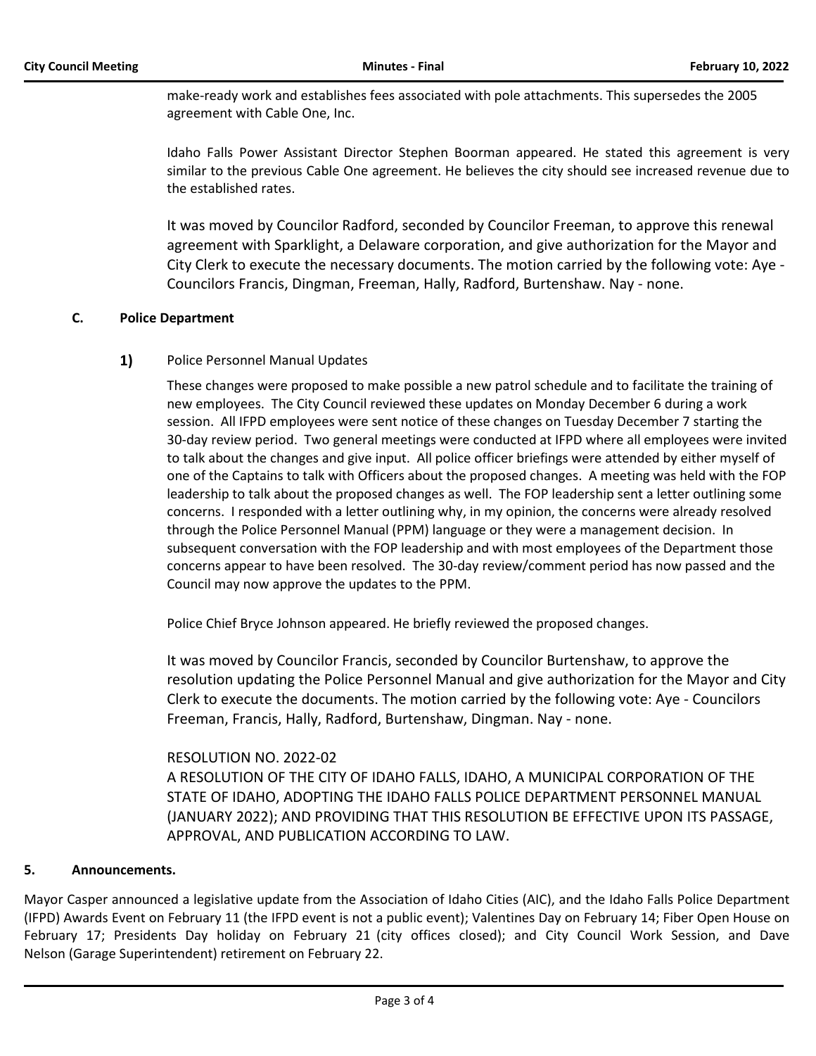make-ready work and establishes fees associated with pole attachments. This supersedes the 2005 agreement with Cable One, Inc.

Idaho Falls Power Assistant Director Stephen Boorman appeared. He stated this agreement is very similar to the previous Cable One agreement. He believes the city should see increased revenue due to the established rates.

It was moved by Councilor Radford, seconded by Councilor Freeman, to approve this renewal agreement with Sparklight, a Delaware corporation, and give authorization for the Mayor and City Clerk to execute the necessary documents. The motion carried by the following vote: Aye - Councilors Francis, Dingman, Freeman, Hally, Radford, Burtenshaw. Nay - none.

### C. Police Department

**1)** Police Personnel Manual Updates

These changes were proposed to make possible a new patrol schedule and to facilitate the training of new employees. The City Council reviewed these updates on Monday December 6 during a work session. All IFPD employees were sent notice of these changes on Tuesday December 7 starting the 30-day review period. Two general meetings were conducted at IFPD where all employees were invited to talk about the changes and give input. All police officer briefings were attended by either myself of one of the Captains to talk with Officers about the proposed changes. A meeting was held with the FOP leadership to talk about the proposed changes as well. The FOP leadership sent a letter outlining some concerns. I responded with a letter outlining why, in my opinion, the concerns were already resolved through the Police Personnel Manual (PPM) language or they were a management decision. In subsequent conversation with the FOP leadership and with most employees of the Department those concerns appear to have been resolved. The 30-day review/comment period has now passed and the Council may now approve the updates to the PPM.

Police Chief Bryce Johnson appeared. He briefly reviewed the proposed changes.

It was moved by Councilor Francis, seconded by Councilor Burtenshaw, to approve the resolution updating the Police Personnel Manual and give authorization for the Mayor and City Clerk to execute the documents. The motion carried by the following vote: Aye - Councilors Freeman, Francis, Hally, Radford, Burtenshaw, Dingman. Nay - none.

RESOLUTION NO. 2022-02
A RESOLUTION OF THE CITY OF IDAHO FALLS, IDAHO, A MUNICIPAL CORPORATION OF THE STATE OF IDAHO, ADOPTING THE IDAHO FALLS POLICE DEPARTMENT PERSONNEL MANUAL (JANUARY 2022); AND PROVIDING THAT THIS RESOLUTION BE EFFECTIVE UPON ITS PASSAGE, APPROVAL, AND PUBLICATION ACCORDING TO LAW.

## 5. Announcements.

Mayor Casper announced a legislative update from the Association of Idaho Cities (AIC), and the Idaho Falls Police Department (IFPD) Awards Event on February 11 (the IFPD event is not a public event); Valentines Day on February 14; Fiber Open House on February 17; Presidents Day holiday on February 21 (city offices closed); and City Council Work Session, and Dave Nelson (Garage Superintendent) retirement on February 22.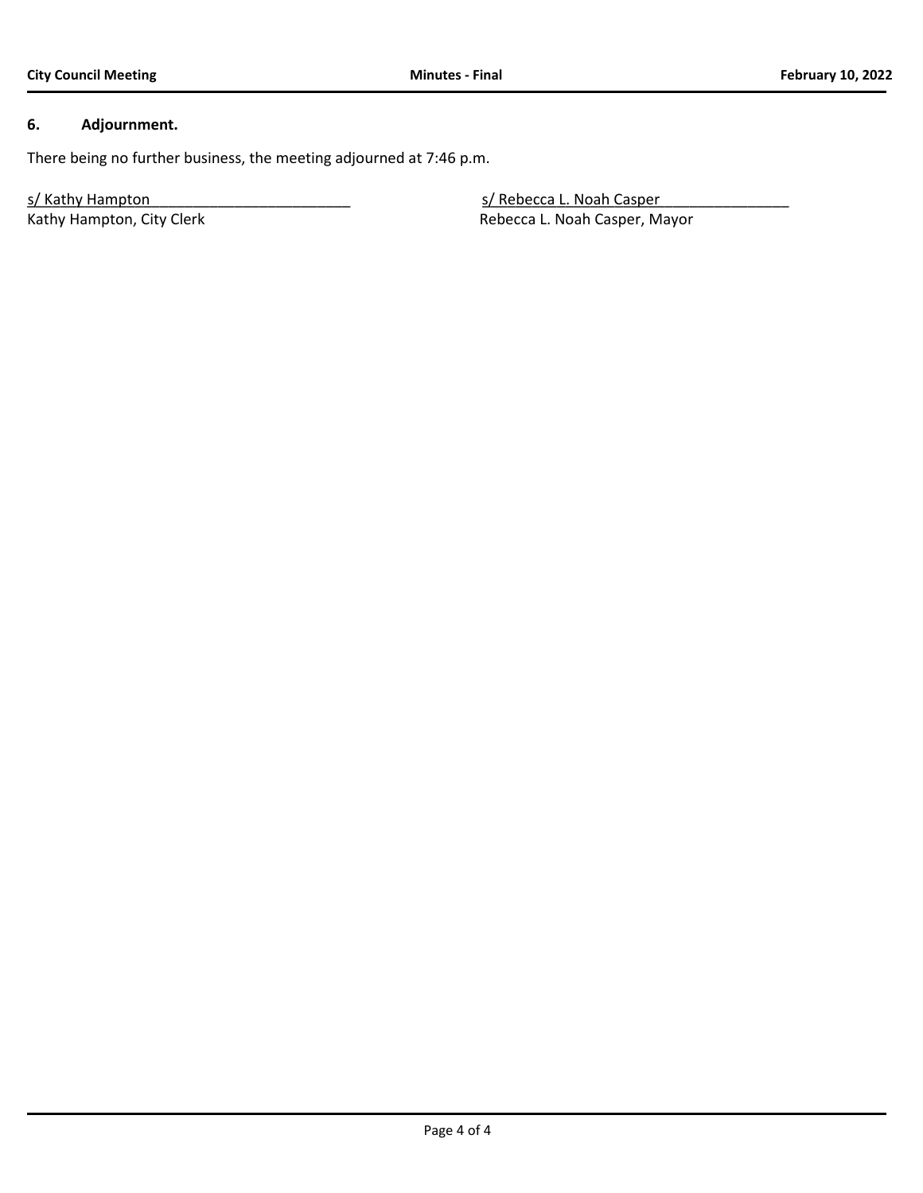## 6. Adjournment.

There being no further business, the meeting adjourned at 7:46 p.m.

s/ Kathy Hampton
Kathy Hampton, City Clerk

s/ Rebecca L. Noah Casper
Rebecca L. Noah Casper, Mayor